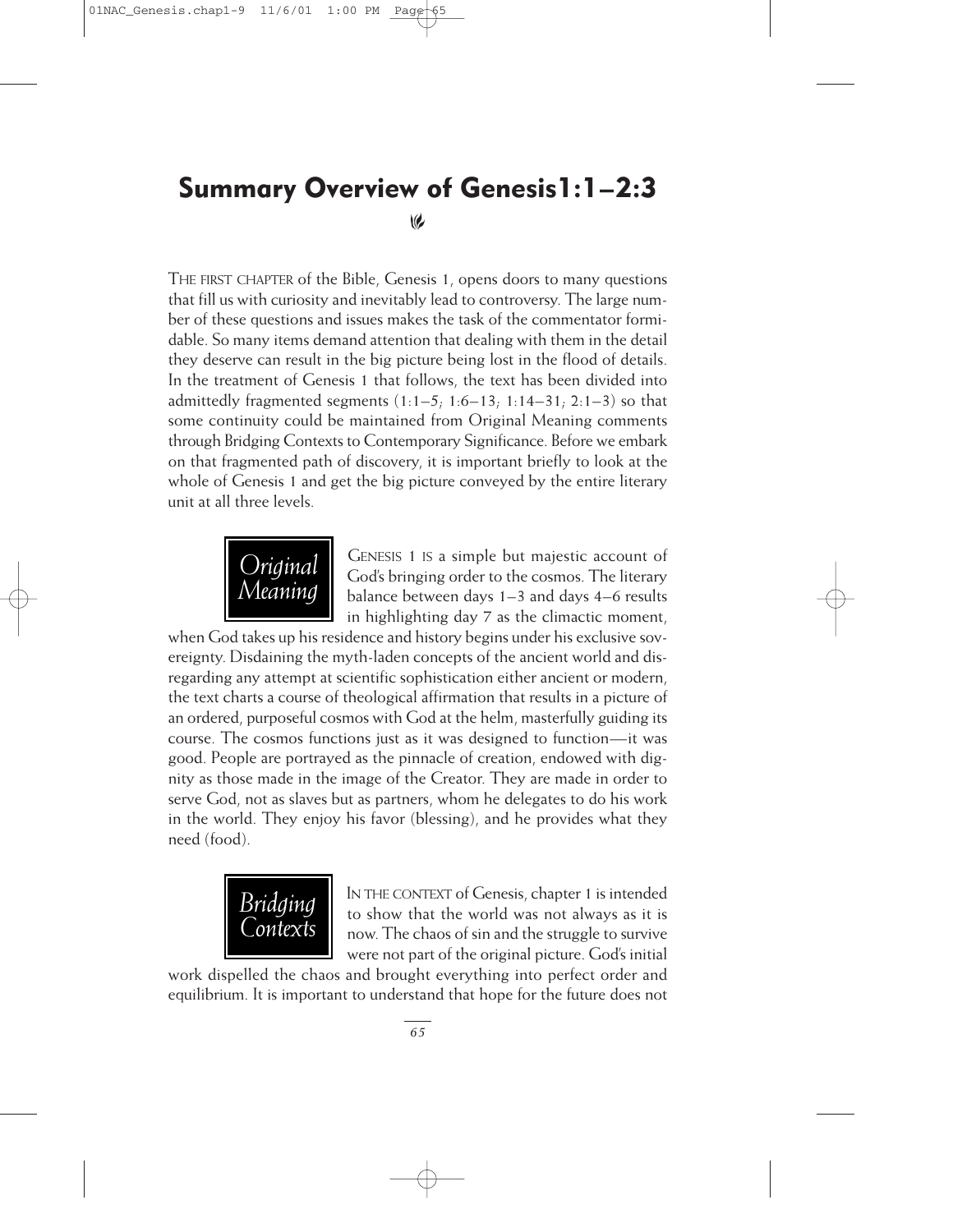# Summary Overview of Genesis1:1–2:3

THE FIRST CHAPTER of the Bible, Genesis 1, opens doors to many questions that fill us with curiosity and inevitably lead to controversy. The large number of these questions and issues makes the task of the commentator formidable. So many items demand attention that dealing with them in the detail they deserve can result in the big picture being lost in the flood of details. In the treatment of Genesis 1 that follows, the text has been divided into admittedly fragmented segments (1:1–5; 1:6–13; 1:14–31; 2:1–3) so that some continuity could be maintained from Original Meaning comments through Bridging Contexts to Contemporary Significance. Before we embark on that fragmented path of discovery, it is important briefly to look at the whole of Genesis 1 and get the big picture conveyed by the entire literary unit at all three levels.

## *Original Meaning*

GENESIS 1 IS a simple but majestic account of God's bringing order to the cosmos. The literary balance between days 1–3 and days 4–6 results in highlighting day 7 as the climactic moment, when God takes up his residence and history begins under his exclusive sovereignty. Disdaining the myth-laden concepts of the ancient world and disregarding any attempt at scientific sophistication either ancient or modern, the text charts a course of theological affirmation that results in a picture of an ordered, purposeful cosmos with God at the helm, masterfully guiding its course. The cosmos functions just as it was designed to function—it was good. People are portrayed as the pinnacle of creation, endowed with dignity as those made in the image of the Creator. They are made in order to serve God, not as slaves but as partners, whom he delegates to do his work in the world. They enjoy his favor (blessing), and he provides what they need (food).

## *Bridging Contexts*

IN THE CONTEXT of Genesis, chapter 1 is intended to show that the world was not always as it is now. The chaos of sin and the struggle to survive were not part of the original picture. God's initial work dispelled the chaos and brought everything into perfect order and equilibrium. It is important to understand that hope for the future does not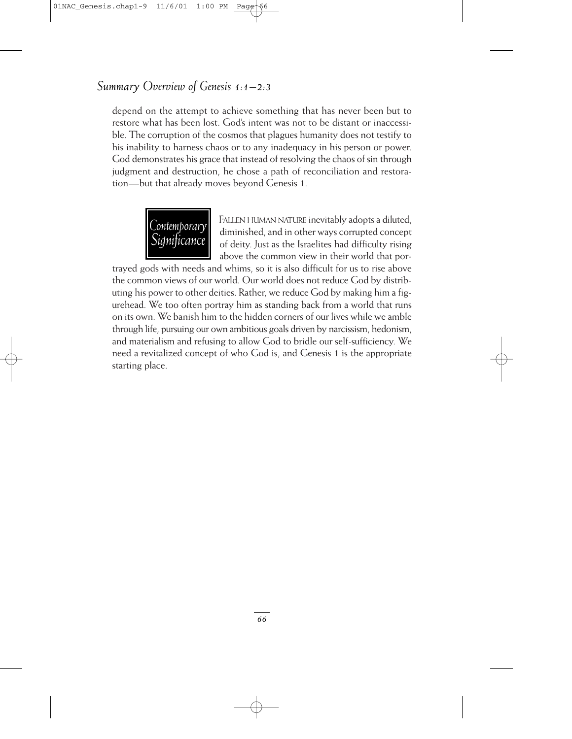depend on the attempt to achieve something that has never been but to restore what has been lost. God's intent was not to be distant or inaccessible. The corruption of the cosmos that plagues humanity does not testify to his inability to harness chaos or to any inadequacy in his person or power. God demonstrates his grace that instead of resolving the chaos of sin through judgment and destruction, he chose a path of reconciliation and restoration—but that already moves beyond Genesis 1.

## *Contemporary Significance*

FALLEN HUMAN NATURE inevitably adopts a diluted, diminished, and in other ways corrupted concept of deity. Just as the Israelites had difficulty rising above the common view in their world that portrayed gods with needs and whims, so it is also difficult for us to rise above the common views of our world. Our world does not reduce God by distributing his power to other deities. Rather, we reduce God by making him a figurehead. We too often portray him as standing back from a world that runs on its own. We banish him to the hidden corners of our lives while we amble through life, pursuing our own ambitious goals driven by narcissism, hedonism, and materialism and refusing to allow God to bridle our self-sufficiency. We need a revitalized concept of who God is, and Genesis 1 is the appropriate starting place.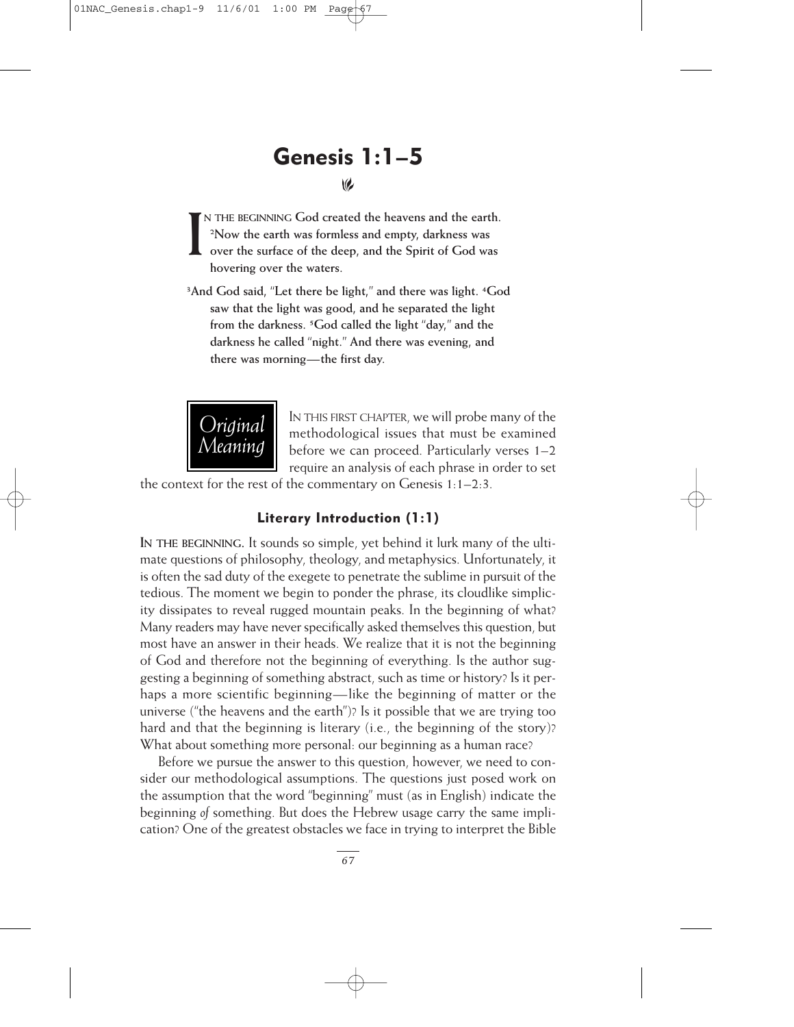# Genesis 1:1–5

**IN THE BEGINNING God created the heavens and the earth. [2]Now the earth was formless and empty, darkness was over the surface of the deep, and the Spirit of God was hovering over the waters.**

**[3]And God said, "Let there be light," and there was light. [4]God saw that the light was good, and he separated the light from the darkness. [5]God called the light "day," and the darkness he called "night." And there was evening, and there was morning—the first day.**

*Original Meaning*

IN THIS FIRST CHAPTER, we will probe many of the methodological issues that must be examined before we can proceed. Particularly verses 1–2 require an analysis of each phrase in order to set the context for the rest of the commentary on Genesis 1:1–2:3.

### Literary Introduction (1:1)

**IN THE BEGINNING.** It sounds so simple, yet behind it lurk many of the ultimate questions of philosophy, theology, and metaphysics. Unfortunately, it is often the sad duty of the exegete to penetrate the sublime in pursuit of the tedious. The moment we begin to ponder the phrase, its cloudlike simplicity dissipates to reveal rugged mountain peaks. In the beginning of what? Many readers may have never specifically asked themselves this question, but most have an answer in their heads. We realize that it is not the beginning of God and therefore not the beginning of everything. Is the author suggesting a beginning of something abstract, such as time or history? Is it perhaps a more scientific beginning—like the beginning of matter or the universe ("the heavens and the earth")? Is it possible that we are trying too hard and that the beginning is literary (i.e., the beginning of the story)? What about something more personal: our beginning as a human race?

Before we pursue the answer to this question, however, we need to consider our methodological assumptions. The questions just posed work on the assumption that the word "beginning" must (as in English) indicate the beginning *of* something. But does the Hebrew usage carry the same implication? One of the greatest obstacles we face in trying to interpret the Bible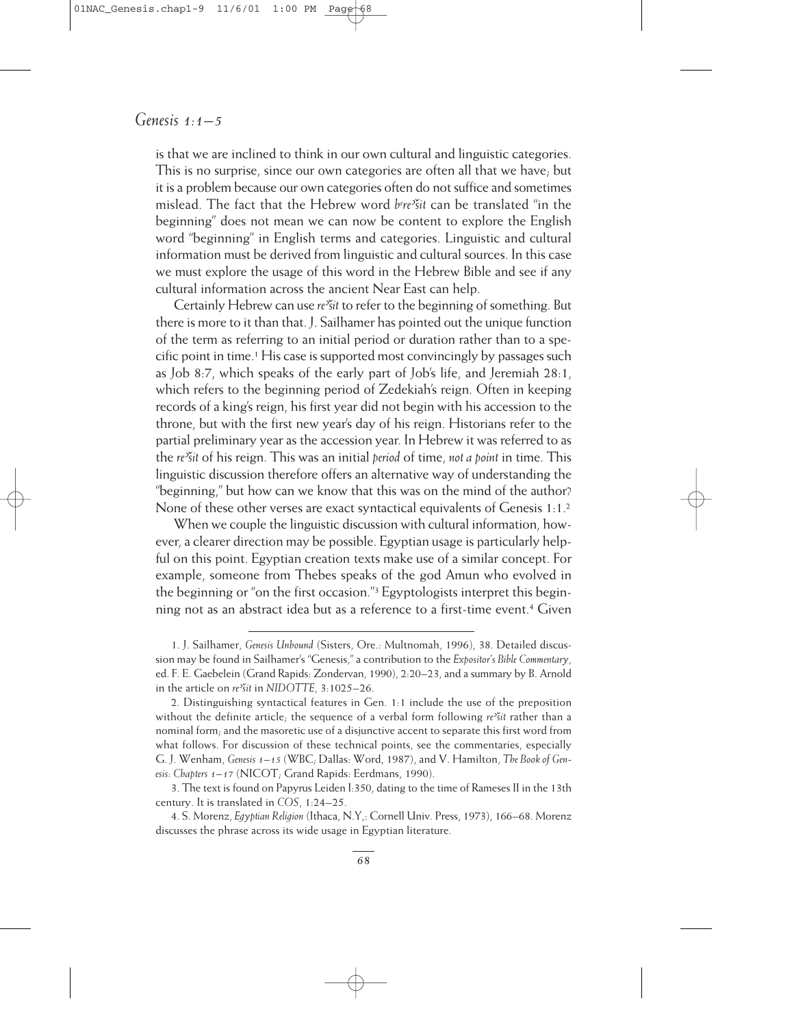is that we are inclined to think in our own cultural and linguistic categories. This is no surprise, since our own categories are often all that we have; but it is a problem because our own categories often do not suffice and sometimes mislead. The fact that the Hebrew word *bᵉrēʾšît* can be translated "in the beginning" does not mean we can now be content to explore the English word "beginning" in English terms and categories. Linguistic and cultural information must be derived from linguistic and cultural sources. In this case we must explore the usage of this word in the Hebrew Bible and see if any cultural information across the ancient Near East can help.

Certainly Hebrew can use *rēʾšît* to refer to the beginning of something. But there is more to it than that. J. Sailhamer has pointed out the unique function of the term as referring to an initial period or duration rather than to a specific point in time.[1] His case is supported most convincingly by passages such as Job 8:7, which speaks of the early part of Job's life, and Jeremiah 28:1, which refers to the beginning period of Zedekiah's reign. Often in keeping records of a king's reign, his first year did not begin with his accession to the throne, but with the first new year's day of his reign. Historians refer to the partial preliminary year as the accession year. In Hebrew it was referred to as the *rēʾšît* of his reign. This was an initial *period* of time, *not a point* in time. This linguistic discussion therefore offers an alternative way of understanding the "beginning," but how can we know that this was on the mind of the author? None of these other verses are exact syntactical equivalents of Genesis 1:1.[2]

When we couple the linguistic discussion with cultural information, however, a clearer direction may be possible. Egyptian usage is particularly helpful on this point. Egyptian creation texts make use of a similar concept. For example, someone from Thebes speaks of the god Amun who evolved in the beginning or "on the first occasion."[3] Egyptologists interpret this beginning not as an abstract idea but as a reference to a first-time event.[4] Given

---

1. J. Sailhamer, *Genesis Unbound* (Sisters, Ore.: Multnomah, 1996), 38. Detailed discussion may be found in Sailhamer's "Genesis," a contribution to the *Expositor's Bible Commentary*, ed. F. E. Gaebelein (Grand Rapids: Zondervan, 1990), 2:20–23, and a summary by B. Arnold in the article on *rēʾšît* in *NIDOTTE*, 3:1025–26.

2. Distinguishing syntactical features in Gen. 1:1 include the use of the preposition without the definite article; the sequence of a verbal form following *rēʾšît* rather than a nominal form; and the masoretic use of a disjunctive accent to separate this first word from what follows. For discussion of these technical points, see the commentaries, especially G. J. Wenham, *Genesis 1–15* (WBC; Dallas: Word, 1987), and V. Hamilton, *The Book of Genesis: Chapters 1–17* (NICOT; Grand Rapids: Eerdmans, 1990).

3. The text is found on Papyrus Leiden I:350, dating to the time of Rameses II in the 13th century. It is translated in *COS*, 1:24–25.

4. S. Morenz, *Egyptian Religion* (Ithaca, N.Y.: Cornell Univ. Press, 1973), 166–68. Morenz discusses the phrase across its wide usage in Egyptian literature.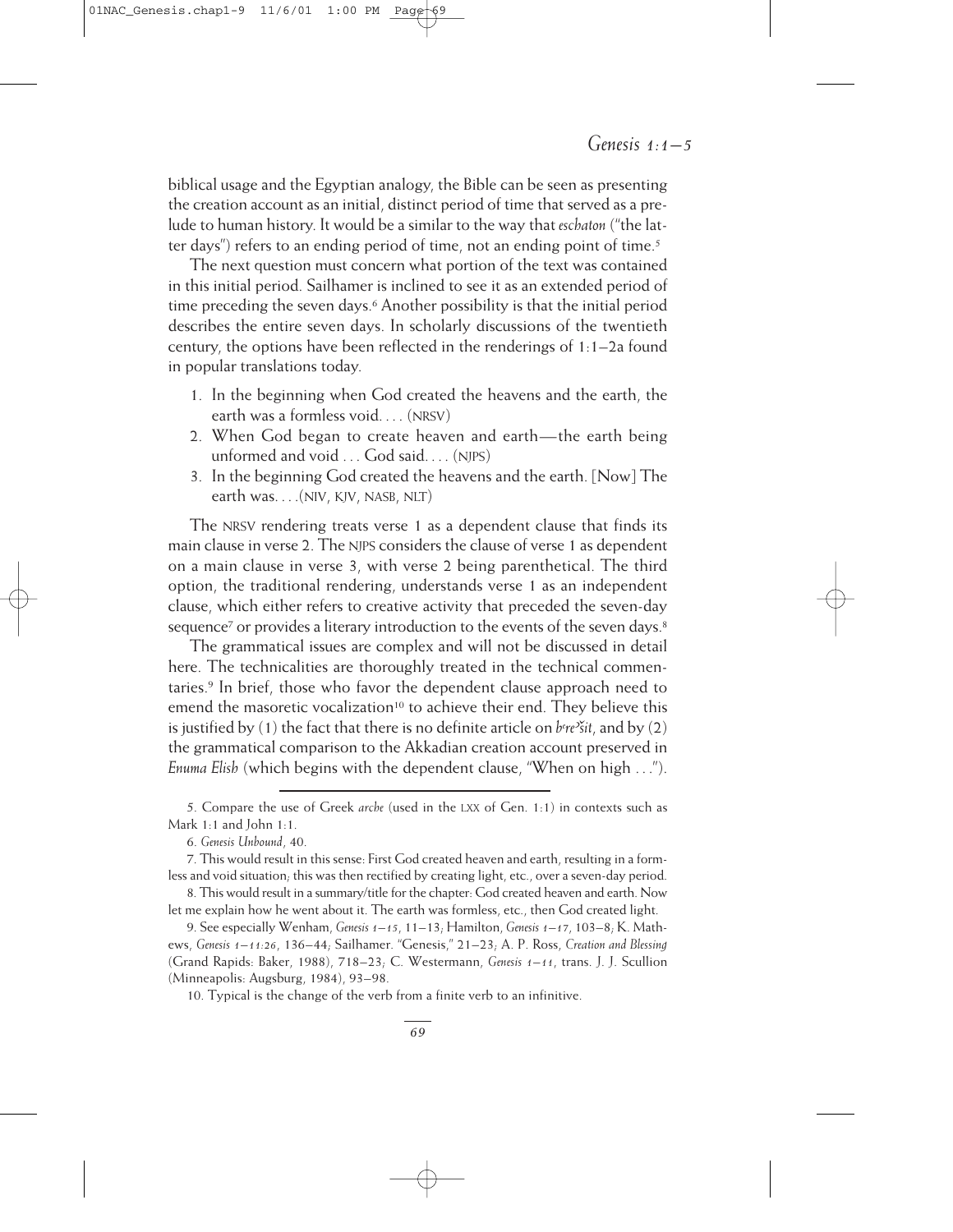biblical usage and the Egyptian analogy, the Bible can be seen as presenting the creation account as an initial, distinct period of time that served as a prelude to human history. It would be a similar to the way that *eschaton* ("the latter days") refers to an ending period of time, not an ending point of time.[5]

The next question must concern what portion of the text was contained in this initial period. Sailhamer is inclined to see it as an extended period of time preceding the seven days.[6] Another possibility is that the initial period describes the entire seven days. In scholarly discussions of the twentieth century, the options have been reflected in the renderings of 1:1–2a found in popular translations today.

1. In the beginning when God created the heavens and the earth, the earth was a formless void. . . . (NRSV)
2. When God began to create heaven and earth—the earth being unformed and void . . . God said. . . . (NJPS)
3. In the beginning God created the heavens and the earth. [Now] The earth was. . . .(NIV, KJV, NASB, NLT)

The NRSV rendering treats verse 1 as a dependent clause that finds its main clause in verse 2. The NJPS considers the clause of verse 1 as dependent on a main clause in verse 3, with verse 2 being parenthetical. The third option, the traditional rendering, understands verse 1 as an independent clause, which either refers to creative activity that preceded the seven-day sequence[7] or provides a literary introduction to the events of the seven days.[8]

The grammatical issues are complex and will not be discussed in detail here. The technicalities are thoroughly treated in the technical commentaries.[9] In brief, those who favor the dependent clause approach need to emend the masoretic vocalization[10] to achieve their end. They believe this is justified by (1) the fact that there is no definite article on *bᵉrēʾšit*, and by (2) the grammatical comparison to the Akkadian creation account preserved in *Enuma Elish* (which begins with the dependent clause, "When on high . . .").

---

5. Compare the use of Greek *arche* (used in the LXX of Gen. 1:1) in contexts such as Mark 1:1 and John 1:1.

6. *Genesis Unbound*, 40.

7. This would result in this sense: First God created heaven and earth, resulting in a formless and void situation; this was then rectified by creating light, etc., over a seven-day period.

8. This would result in a summary/title for the chapter: God created heaven and earth. Now let me explain how he went about it. The earth was formless, etc., then God created light.

9. See especially Wenham, *Genesis 1–15*, 11–13; Hamilton, *Genesis 1–17*, 103–8; K. Mathews, *Genesis 1–11:26*, 136–44; Sailhamer. "Genesis," 21–23; A. P. Ross, *Creation and Blessing* (Grand Rapids: Baker, 1988), 718–23; C. Westermann, *Genesis 1–11*, trans. J. J. Scullion (Minneapolis: Augsburg, 1984), 93–98.

10. Typical is the change of the verb from a finite verb to an infinitive.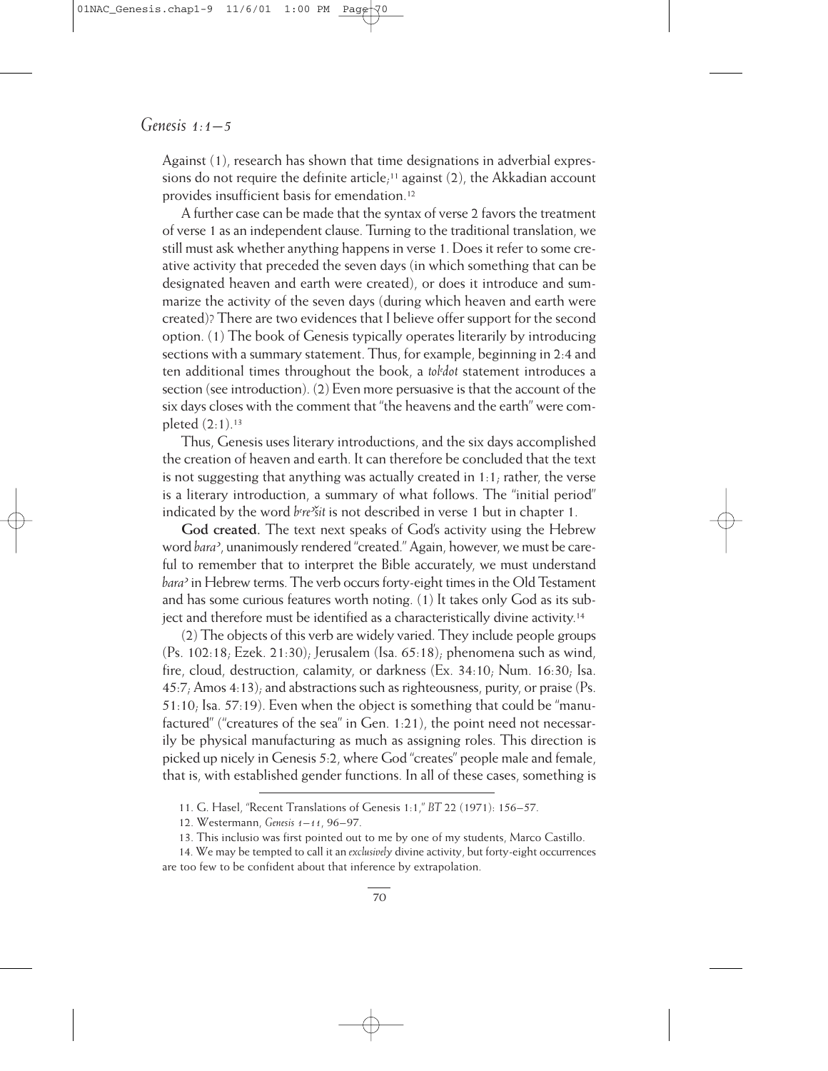Against (1), research has shown that time designations in adverbial expressions do not require the definite article;[11] against (2), the Akkadian account provides insufficient basis for emendation.[12]

A further case can be made that the syntax of verse 2 favors the treatment of verse 1 as an independent clause. Turning to the traditional translation, we still must ask whether anything happens in verse 1. Does it refer to some creative activity that preceded the seven days (in which something that can be designated heaven and earth were created), or does it introduce and summarize the activity of the seven days (during which heaven and earth were created)? There are two evidences that I believe offer support for the second option. (1) The book of Genesis typically operates literarily by introducing sections with a summary statement. Thus, for example, beginning in 2:4 and ten additional times throughout the book, a *tolᵉdot* statement introduces a section (see introduction). (2) Even more persuasive is that the account of the six days closes with the comment that "the heavens and the earth" were completed (2:1).[13]

Thus, Genesis uses literary introductions, and the six days accomplished the creation of heaven and earth. It can therefore be concluded that the text is not suggesting that anything was actually created in 1:1; rather, the verse is a literary introduction, a summary of what follows. The "initial period" indicated by the word *bᵉreʾšit* is not described in verse 1 but in chapter 1.

**God created.** The text next speaks of God's activity using the Hebrew word *baraʾ*, unanimously rendered "created." Again, however, we must be careful to remember that to interpret the Bible accurately, we must understand *baraʾ* in Hebrew terms. The verb occurs forty-eight times in the Old Testament and has some curious features worth noting. (1) It takes only God as its subject and therefore must be identified as a characteristically divine activity.[14]

(2) The objects of this verb are widely varied. They include people groups (Ps. 102:18; Ezek. 21:30); Jerusalem (Isa. 65:18); phenomena such as wind, fire, cloud, destruction, calamity, or darkness (Ex. 34:10; Num. 16:30; Isa. 45:7; Amos 4:13); and abstractions such as righteousness, purity, or praise (Ps. 51:10; Isa. 57:19). Even when the object is something that could be "manufactured" ("creatures of the sea" in Gen. 1:21), the point need not necessarily be physical manufacturing as much as assigning roles. This direction is picked up nicely in Genesis 5:2, where God "creates" people male and female, that is, with established gender functions. In all of these cases, something is

---

11. G. Hasel, "Recent Translations of Genesis 1:1," *BT* 22 (1971): 156–57.

12. Westermann, *Genesis 1–11*, 96–97.

13. This inclusio was first pointed out to me by one of my students, Marco Castillo.

14. We may be tempted to call it an *exclusively* divine activity, but forty-eight occurrences are too few to be confident about that inference by extrapolation.